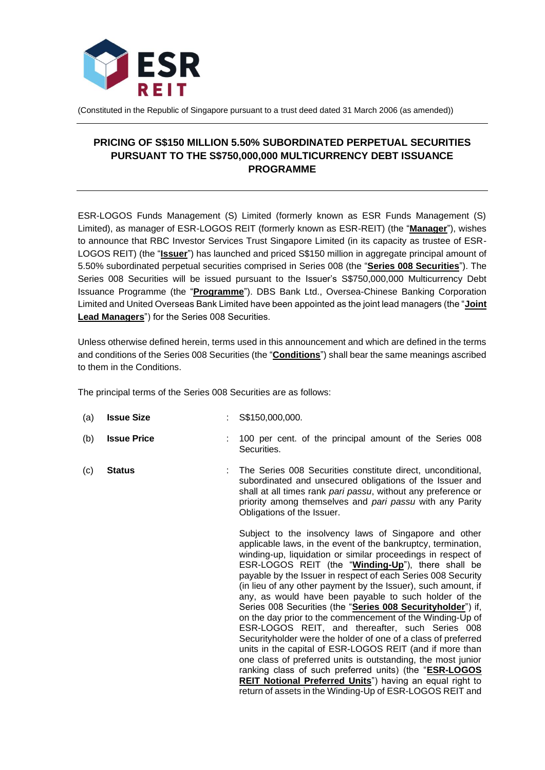ESR REIT

(Constituted in the Republic of Singapore pursuant to a trust deed dated 31 March 2006 (as amended))

---

## PRICING OF S$150 MILLION 5.50% SUBORDINATED PERPETUAL SECURITIES PURSUANT TO THE S$750,000,000 MULTICURRENCY DEBT ISSUANCE PROGRAMME

---

ESR-LOGOS Funds Management (S) Limited (formerly known as ESR Funds Management (S) Limited), as manager of ESR-LOGOS REIT (formerly known as ESR-REIT) (the "**Manager**"), wishes to announce that RBC Investor Services Trust Singapore Limited (in its capacity as trustee of ESR-LOGOS REIT) (the "**Issuer**") has launched and priced S$150 million in aggregate principal amount of 5.50% subordinated perpetual securities comprised in Series 008 (the "**Series 008 Securities**"). The Series 008 Securities will be issued pursuant to the Issuer's S$750,000,000 Multicurrency Debt Issuance Programme (the "**Programme**"). DBS Bank Ltd., Oversea-Chinese Banking Corporation Limited and United Overseas Bank Limited have been appointed as the joint lead managers (the "**Joint Lead Managers**") for the Series 008 Securities.

Unless otherwise defined herein, terms used in this announcement and which are defined in the terms and conditions of the Series 008 Securities (the "**Conditions**") shall bear the same meanings ascribed to them in the Conditions.

The principal terms of the Series 008 Securities are as follows:

| | | | |
|---|---|---|---|
| (a) | **Issue Size** | : | S$150,000,000. |
| (b) | **Issue Price** | : | 100 per cent. of the principal amount of the Series 008 Securities. |
| (c) | **Status** | : | The Series 008 Securities constitute direct, unconditional, subordinated and unsecured obligations of the Issuer and shall at all times rank *pari passu*, without any preference or priority among themselves and *pari passu* with any Parity Obligations of the Issuer.<br><br>Subject to the insolvency laws of Singapore and other applicable laws, in the event of the bankruptcy, termination, winding-up, liquidation or similar proceedings in respect of ESR-LOGOS REIT (the "**Winding-Up**"), there shall be payable by the Issuer in respect of each Series 008 Security (in lieu of any other payment by the Issuer), such amount, if any, as would have been payable to such holder of the Series 008 Securities (the "**Series 008 Securityholder**") if, on the day prior to the commencement of the Winding-Up of ESR-LOGOS REIT, and thereafter, such Series 008 Securityholder were the holder of one of a class of preferred units in the capital of ESR-LOGOS REIT (and if more than one class of preferred units is outstanding, the most junior ranking class of such preferred units) (the "**ESR-LOGOS REIT Notional Preferred Units**") having an equal right to return of assets in the Winding-Up of ESR-LOGOS REIT and |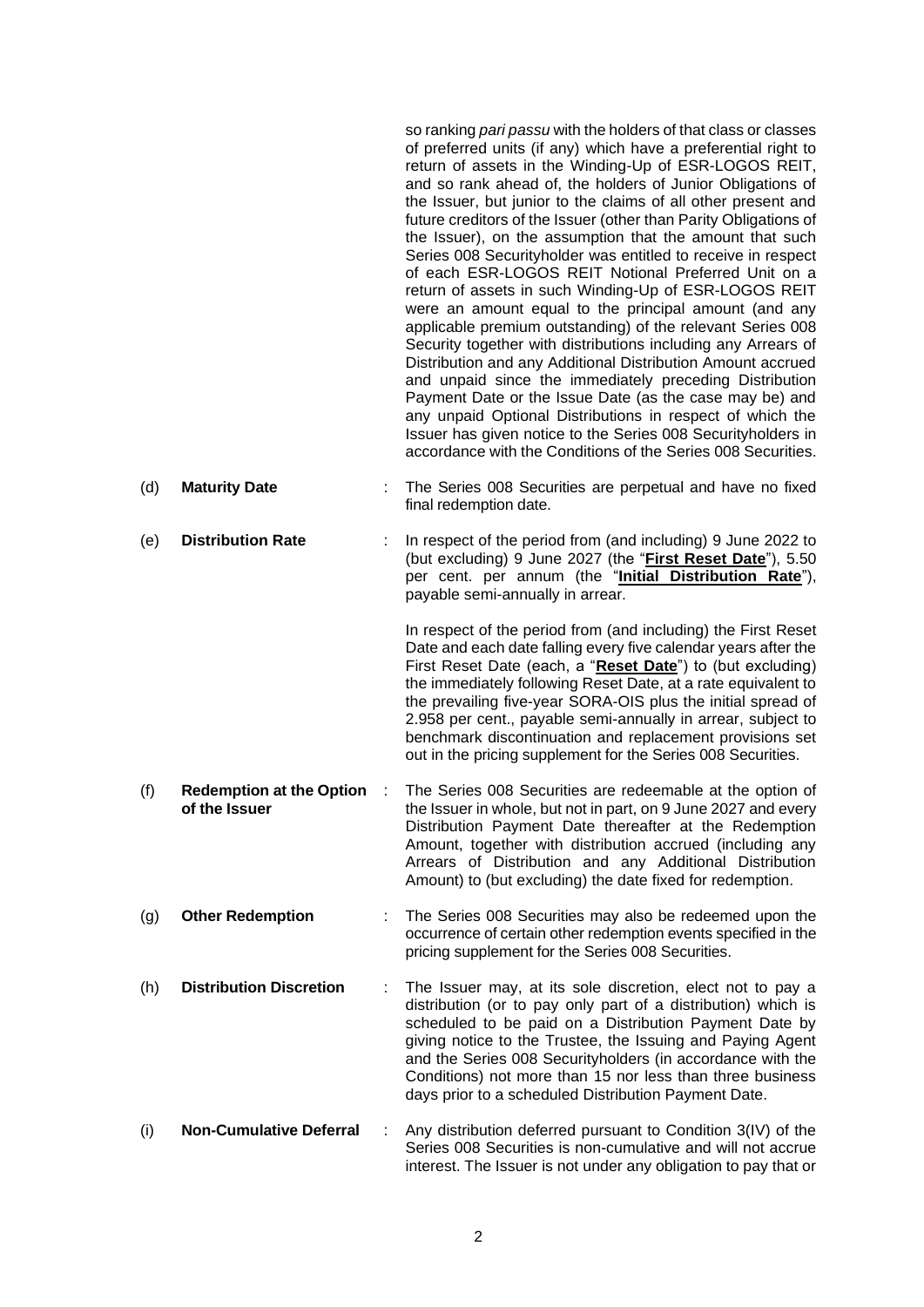so ranking *pari passu* with the holders of that class or classes of preferred units (if any) which have a preferential right to return of assets in the Winding-Up of ESR-LOGOS REIT, and so rank ahead of, the holders of Junior Obligations of the Issuer, but junior to the claims of all other present and future creditors of the Issuer (other than Parity Obligations of the Issuer), on the assumption that the amount that such Series 008 Securityholder was entitled to receive in respect of each ESR-LOGOS REIT Notional Preferred Unit on a return of assets in such Winding-Up of ESR-LOGOS REIT were an amount equal to the principal amount (and any applicable premium outstanding) of the relevant Series 008 Security together with distributions including any Arrears of Distribution and any Additional Distribution Amount accrued and unpaid since the immediately preceding Distribution Payment Date or the Issue Date (as the case may be) and any unpaid Optional Distributions in respect of which the Issuer has given notice to the Series 008 Securityholders in accordance with the Conditions of the Series 008 Securities.

| | | | |
|---|---|---|---|
| (d) | **Maturity Date** | : | The Series 008 Securities are perpetual and have no fixed final redemption date. |
| (e) | **Distribution Rate** | : | In respect of the period from (and including) 9 June 2022 to (but excluding) 9 June 2027 (the "**First Reset Date**"), 5.50 per cent. per annum (the "**Initial Distribution Rate**"), payable semi-annually in arrear.<br><br>In respect of the period from (and including) the First Reset Date and each date falling every five calendar years after the First Reset Date (each, a "**Reset Date**") to (but excluding) the immediately following Reset Date, at a rate equivalent to the prevailing five-year SORA-OIS plus the initial spread of 2.958 per cent., payable semi-annually in arrear, subject to benchmark discontinuation and replacement provisions set out in the pricing supplement for the Series 008 Securities. |
| (f) | **Redemption at the Option of the Issuer** | : | The Series 008 Securities are redeemable at the option of the Issuer in whole, but not in part, on 9 June 2027 and every Distribution Payment Date thereafter at the Redemption Amount, together with distribution accrued (including any Arrears of Distribution and any Additional Distribution Amount) to (but excluding) the date fixed for redemption. |
| (g) | **Other Redemption** | : | The Series 008 Securities may also be redeemed upon the occurrence of certain other redemption events specified in the pricing supplement for the Series 008 Securities. |
| (h) | **Distribution Discretion** | : | The Issuer may, at its sole discretion, elect not to pay a distribution (or to pay only part of a distribution) which is scheduled to be paid on a Distribution Payment Date by giving notice to the Trustee, the Issuing and Paying Agent and the Series 008 Securityholders (in accordance with the Conditions) not more than 15 nor less than three business days prior to a scheduled Distribution Payment Date. |
| (i) | **Non-Cumulative Deferral** | : | Any distribution deferred pursuant to Condition 3(IV) of the Series 008 Securities is non-cumulative and will not accrue interest. The Issuer is not under any obligation to pay that or |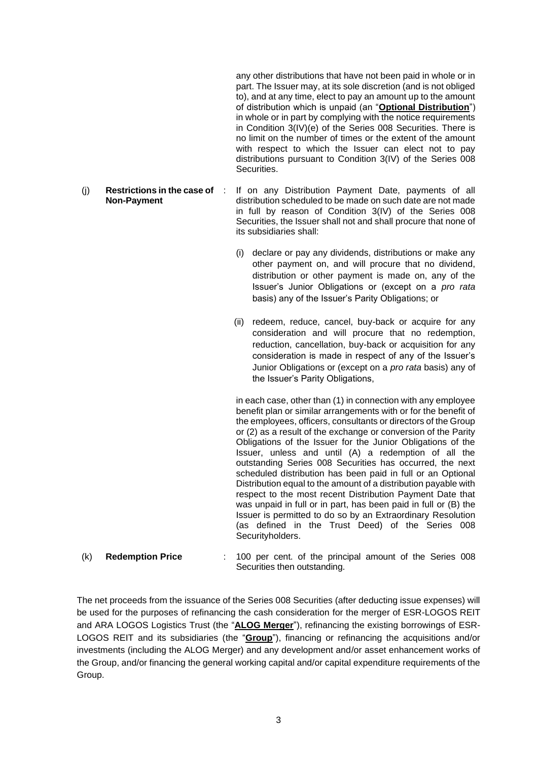any other distributions that have not been paid in whole or in part. The Issuer may, at its sole discretion (and is not obliged to), and at any time, elect to pay an amount up to the amount of distribution which is unpaid (an "**Optional Distribution**") in whole or in part by complying with the notice requirements in Condition 3(IV)(e) of the Series 008 Securities. There is no limit on the number of times or the extent of the amount with respect to which the Issuer can elect not to pay distributions pursuant to Condition 3(IV) of the Series 008 Securities.

(j) **Restrictions in the case of Non-Payment** : If on any Distribution Payment Date, payments of all distribution scheduled to be made on such date are not made in full by reason of Condition 3(IV) of the Series 008 Securities, the Issuer shall not and shall procure that none of its subsidiaries shall:

(i) declare or pay any dividends, distributions or make any other payment on, and will procure that no dividend, distribution or other payment is made on, any of the Issuer's Junior Obligations or (except on a *pro rata* basis) any of the Issuer's Parity Obligations; or

(ii) redeem, reduce, cancel, buy-back or acquire for any consideration and will procure that no redemption, reduction, cancellation, buy-back or acquisition for any consideration is made in respect of any of the Issuer's Junior Obligations or (except on a *pro rata* basis) any of the Issuer's Parity Obligations,

in each case, other than (1) in connection with any employee benefit plan or similar arrangements with or for the benefit of the employees, officers, consultants or directors of the Group or (2) as a result of the exchange or conversion of the Parity Obligations of the Issuer for the Junior Obligations of the Issuer, unless and until (A) a redemption of all the outstanding Series 008 Securities has occurred, the next scheduled distribution has been paid in full or an Optional Distribution equal to the amount of a distribution payable with respect to the most recent Distribution Payment Date that was unpaid in full or in part, has been paid in full or (B) the Issuer is permitted to do so by an Extraordinary Resolution (as defined in the Trust Deed) of the Series 008 Securityholders.

(k) **Redemption Price** : 100 per cent. of the principal amount of the Series 008 Securities then outstanding.

The net proceeds from the issuance of the Series 008 Securities (after deducting issue expenses) will be used for the purposes of refinancing the cash consideration for the merger of ESR-LOGOS REIT and ARA LOGOS Logistics Trust (the "**ALOG Merger**"), refinancing the existing borrowings of ESR-LOGOS REIT and its subsidiaries (the "**Group**"), financing or refinancing the acquisitions and/or investments (including the ALOG Merger) and any development and/or asset enhancement works of the Group, and/or financing the general working capital and/or capital expenditure requirements of the Group.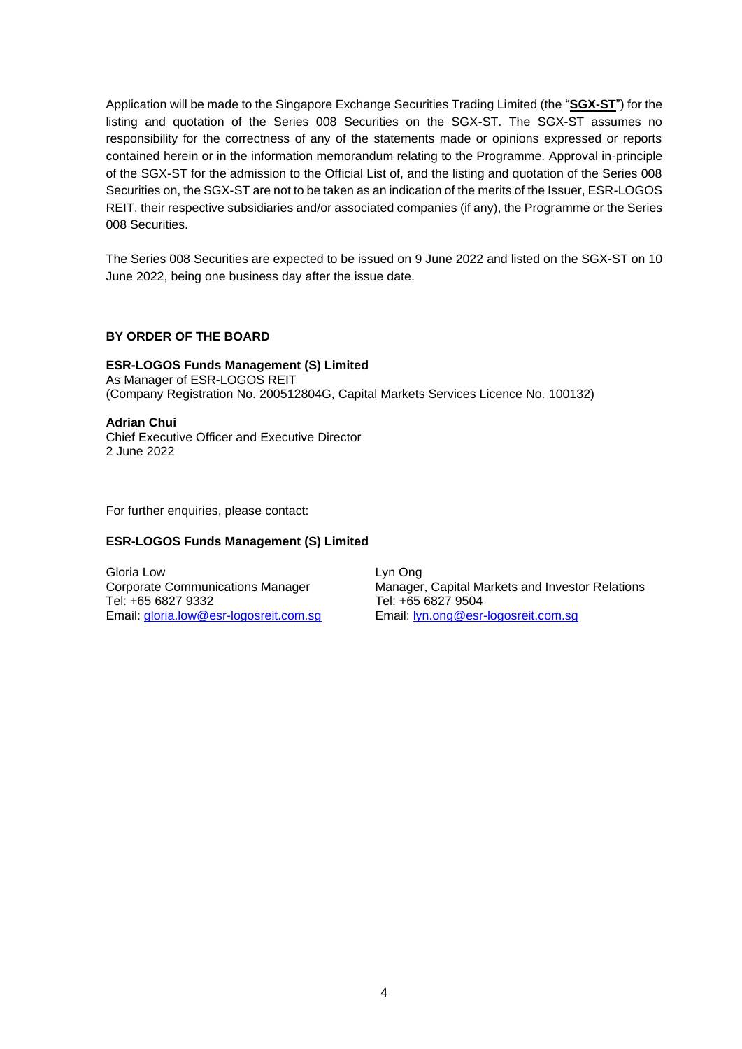Application will be made to the Singapore Exchange Securities Trading Limited (the "**SGX-ST**") for the listing and quotation of the Series 008 Securities on the SGX-ST. The SGX-ST assumes no responsibility for the correctness of any of the statements made or opinions expressed or reports contained herein or in the information memorandum relating to the Programme. Approval in-principle of the SGX-ST for the admission to the Official List of, and the listing and quotation of the Series 008 Securities on, the SGX-ST are not to be taken as an indication of the merits of the Issuer, ESR-LOGOS REIT, their respective subsidiaries and/or associated companies (if any), the Programme or the Series 008 Securities.

The Series 008 Securities are expected to be issued on 9 June 2022 and listed on the SGX-ST on 10 June 2022, being one business day after the issue date.

**BY ORDER OF THE BOARD**

**ESR-LOGOS Funds Management (S) Limited**
As Manager of ESR-LOGOS REIT
(Company Registration No. 200512804G, Capital Markets Services Licence No. 100132)

**Adrian Chui**
Chief Executive Officer and Executive Director
2 June 2022

For further enquiries, please contact:

**ESR-LOGOS Funds Management (S) Limited**

Gloria Low
Corporate Communications Manager
Tel: +65 6827 9332
Email: gloria.low@esr-logosreit.com.sg

Lyn Ong
Manager, Capital Markets and Investor Relations
Tel: +65 6827 9504
Email: lyn.ong@esr-logosreit.com.sg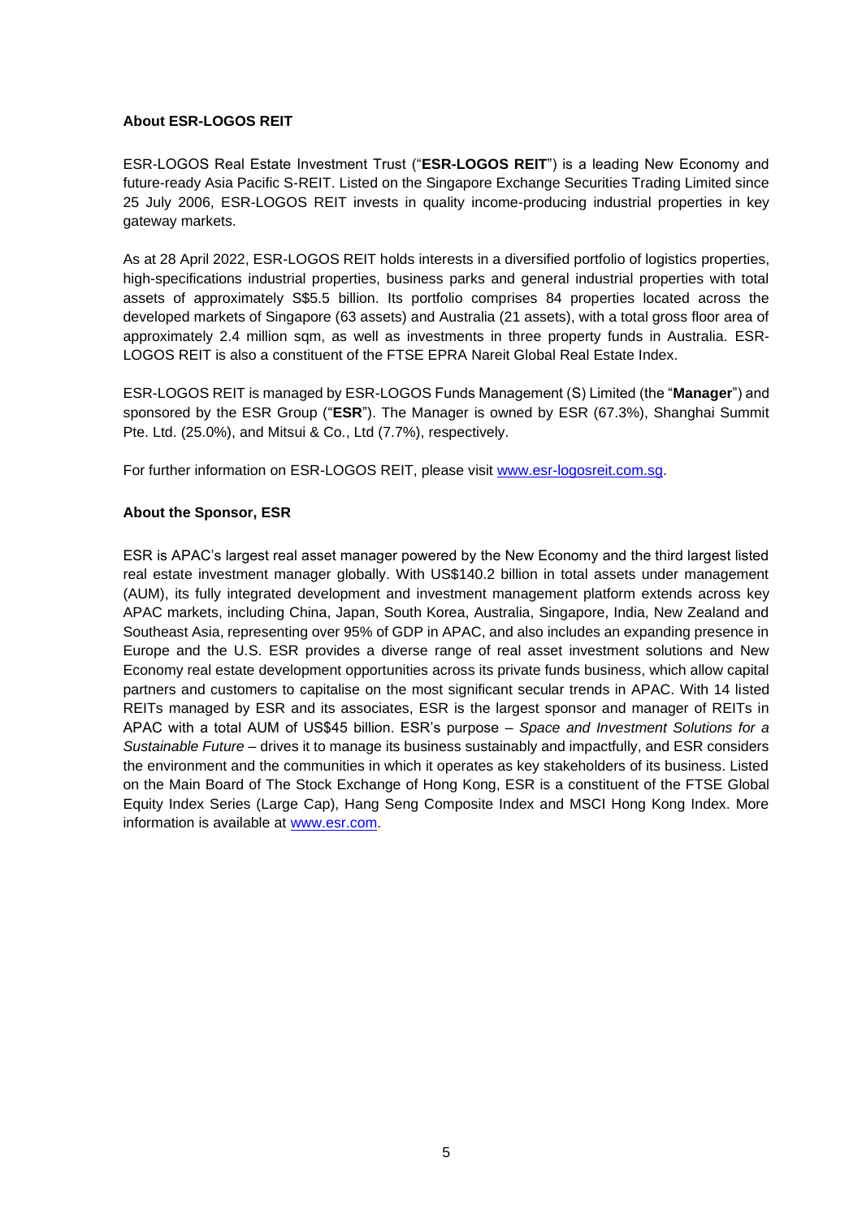**About ESR-LOGOS REIT**

ESR-LOGOS Real Estate Investment Trust ("**ESR-LOGOS REIT**") is a leading New Economy and future-ready Asia Pacific S-REIT. Listed on the Singapore Exchange Securities Trading Limited since 25 July 2006, ESR-LOGOS REIT invests in quality income-producing industrial properties in key gateway markets.

As at 28 April 2022, ESR-LOGOS REIT holds interests in a diversified portfolio of logistics properties, high-specifications industrial properties, business parks and general industrial properties with total assets of approximately S$5.5 billion. Its portfolio comprises 84 properties located across the developed markets of Singapore (63 assets) and Australia (21 assets), with a total gross floor area of approximately 2.4 million sqm, as well as investments in three property funds in Australia. ESR-LOGOS REIT is also a constituent of the FTSE EPRA Nareit Global Real Estate Index.

ESR-LOGOS REIT is managed by ESR-LOGOS Funds Management (S) Limited (the "**Manager**") and sponsored by the ESR Group ("**ESR**"). The Manager is owned by ESR (67.3%), Shanghai Summit Pte. Ltd. (25.0%), and Mitsui & Co., Ltd (7.7%), respectively.

For further information on ESR-LOGOS REIT, please visit [www.esr-logosreit.com.sg](http://www.esr-logosreit.com.sg).

**About the Sponsor, ESR**

ESR is APAC's largest real asset manager powered by the New Economy and the third largest listed real estate investment manager globally. With US$140.2 billion in total assets under management (AUM), its fully integrated development and investment management platform extends across key APAC markets, including China, Japan, South Korea, Australia, Singapore, India, New Zealand and Southeast Asia, representing over 95% of GDP in APAC, and also includes an expanding presence in Europe and the U.S. ESR provides a diverse range of real asset investment solutions and New Economy real estate development opportunities across its private funds business, which allow capital partners and customers to capitalise on the most significant secular trends in APAC. With 14 listed REITs managed by ESR and its associates, ESR is the largest sponsor and manager of REITs in APAC with a total AUM of US$45 billion. ESR's purpose – *Space and Investment Solutions for a Sustainable Future* – drives it to manage its business sustainably and impactfully, and ESR considers the environment and the communities in which it operates as key stakeholders of its business. Listed on the Main Board of The Stock Exchange of Hong Kong, ESR is a constituent of the FTSE Global Equity Index Series (Large Cap), Hang Seng Composite Index and MSCI Hong Kong Index. More information is available at [www.esr.com](http://www.esr.com).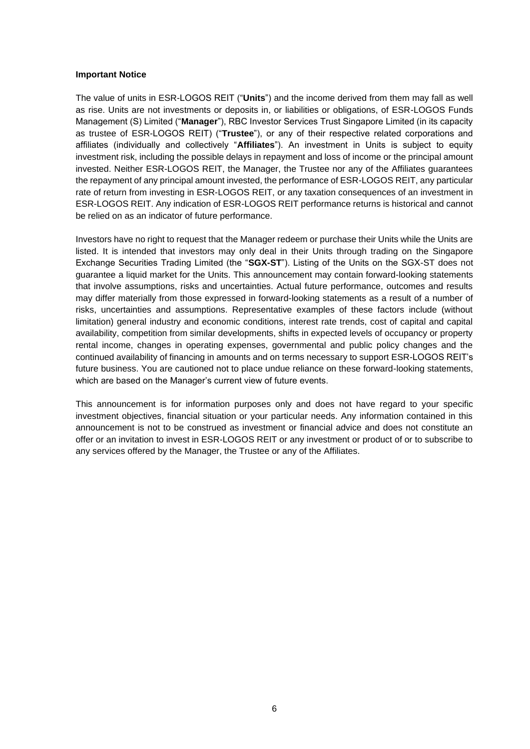**Important Notice**

The value of units in ESR-LOGOS REIT ("**Units**") and the income derived from them may fall as well as rise. Units are not investments or deposits in, or liabilities or obligations, of ESR-LOGOS Funds Management (S) Limited ("**Manager**"), RBC Investor Services Trust Singapore Limited (in its capacity as trustee of ESR-LOGOS REIT) ("**Trustee**"), or any of their respective related corporations and affiliates (individually and collectively "**Affiliates**"). An investment in Units is subject to equity investment risk, including the possible delays in repayment and loss of income or the principal amount invested. Neither ESR-LOGOS REIT, the Manager, the Trustee nor any of the Affiliates guarantees the repayment of any principal amount invested, the performance of ESR-LOGOS REIT, any particular rate of return from investing in ESR-LOGOS REIT, or any taxation consequences of an investment in ESR-LOGOS REIT. Any indication of ESR-LOGOS REIT performance returns is historical and cannot be relied on as an indicator of future performance.

Investors have no right to request that the Manager redeem or purchase their Units while the Units are listed. It is intended that investors may only deal in their Units through trading on the Singapore Exchange Securities Trading Limited (the "**SGX-ST**"). Listing of the Units on the SGX-ST does not guarantee a liquid market for the Units. This announcement may contain forward-looking statements that involve assumptions, risks and uncertainties. Actual future performance, outcomes and results may differ materially from those expressed in forward-looking statements as a result of a number of risks, uncertainties and assumptions. Representative examples of these factors include (without limitation) general industry and economic conditions, interest rate trends, cost of capital and capital availability, competition from similar developments, shifts in expected levels of occupancy or property rental income, changes in operating expenses, governmental and public policy changes and the continued availability of financing in amounts and on terms necessary to support ESR-LOGOS REIT's future business. You are cautioned not to place undue reliance on these forward-looking statements, which are based on the Manager's current view of future events.

This announcement is for information purposes only and does not have regard to your specific investment objectives, financial situation or your particular needs. Any information contained in this announcement is not to be construed as investment or financial advice and does not constitute an offer or an invitation to invest in ESR-LOGOS REIT or any investment or product of or to subscribe to any services offered by the Manager, the Trustee or any of the Affiliates.